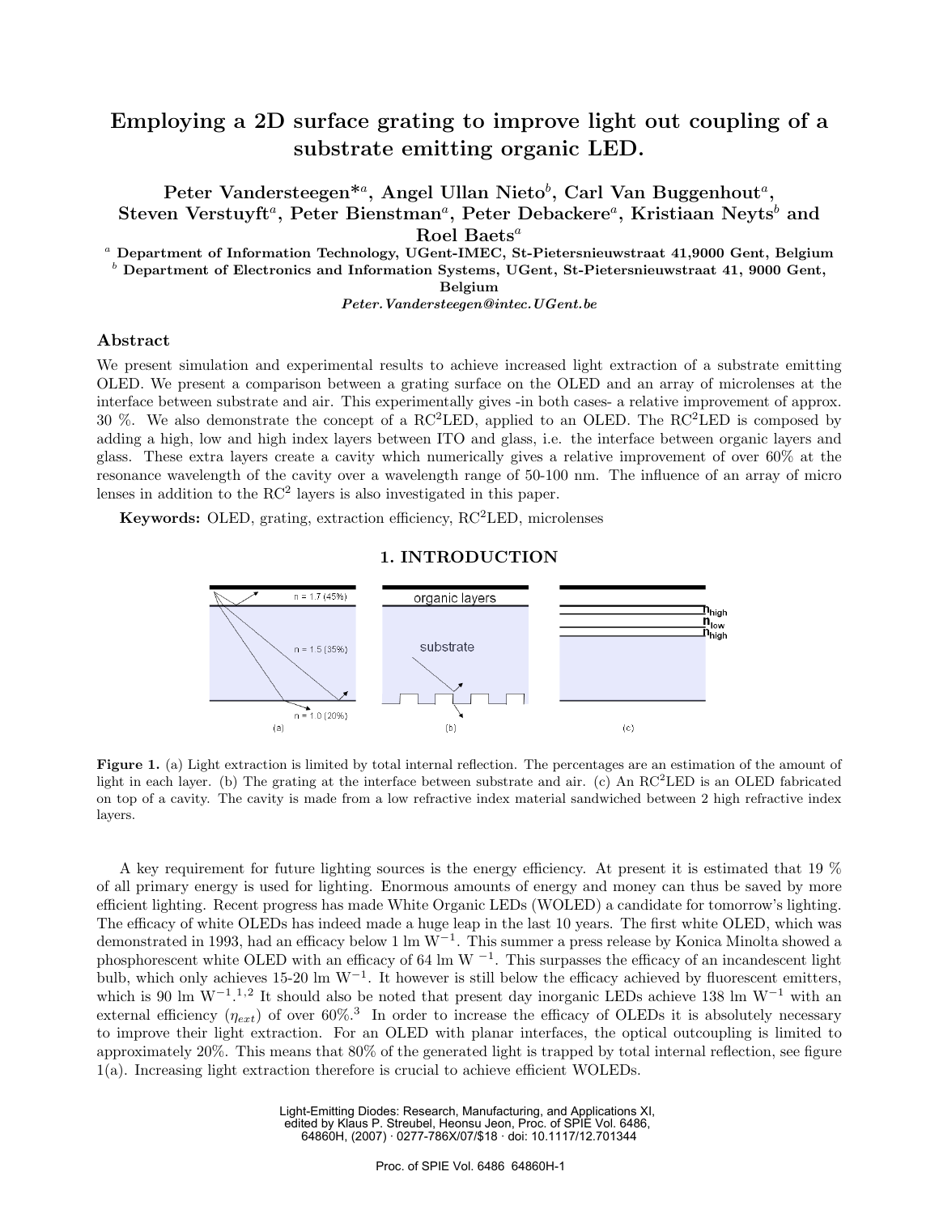# Employing a 2D surface grating to improve light out coupling of a substrate emitting organic LED.

Peter Vandersteegen*[a], Angel Ullan Nieto[b], Carl Van Buggenhout[a], Steven Verstuyft[a], Peter Bienstman[a], Peter Debackere[a], Kristiaan Neyts[b] and Roel Baets[a]

[a] **Department of Information Technology, UGent-IMEC, St-Pietersnieuwstraat 41,9000 Gent, Belgium**
[b] **Department of Electronics and Information Systems, UGent, St-Pietersnieuwstraat 41, 9000 Gent, Belgium**

***Peter.Vandersteegen@intec.UGent.be***

## Abstract

We present simulation and experimental results to achieve increased light extraction of a substrate emitting OLED. We present a comparison between a grating surface on the OLED and an array of microlenses at the interface between substrate and air. This experimentally gives -in both cases- a relative improvement of approx. 30 %. We also demonstrate the concept of a RC$^2$LED, applied to an OLED. The RC$^2$LED is composed by adding a high, low and high index layers between ITO and glass, i.e. the interface between organic layers and glass. These extra layers create a cavity which numerically gives a relative improvement of over 60% at the resonance wavelength of the cavity over a wavelength range of 50-100 nm. The influence of an array of micro lenses in addition to the RC$^2$ layers is also investigated in this paper.

**Keywords:** OLED, grating, extraction efficiency, RC$^2$LED, microlenses

## 1. INTRODUCTION

**Figure 1.** (a) Light extraction is limited by total internal reflection. The percentages are an estimation of the amount of light in each layer. (b) The grating at the interface between substrate and air. (c) An RC$^2$LED is an OLED fabricated on top of a cavity. The cavity is made from a low refractive index material sandwiched between 2 high refractive index layers.

A key requirement for future lighting sources is the energy efficiency. At present it is estimated that 19 % of all primary energy is used for lighting. Enormous amounts of energy and money can thus be saved by more efficient lighting. Recent progress has made White Organic LEDs (WOLED) a candidate for tomorrow's lighting. The efficacy of white OLEDs has indeed made a huge leap in the last 10 years. The first white OLED, which was demonstrated in 1993, had an efficacy below 1 lm W$^{-1}$. This summer a press release by Konica Minolta showed a phosphorescent white OLED with an efficacy of 64 lm W $^{-1}$. This surpasses the efficacy of an incandescent light bulb, which only achieves 15-20 lm W$^{-1}$. It however is still below the efficacy achieved by fluorescent emitters, which is 90 lm W$^{-1}$.[1,2] It should also be noted that present day inorganic LEDs achieve 138 lm W$^{-1}$ with an external efficiency ($\eta_{ext}$) of over 60%.[3] In order to increase the efficacy of OLEDs it is absolutely necessary to improve their light extraction. For an OLED with planar interfaces, the optical outcoupling is limited to approximately 20%. This means that 80% of the generated light is trapped by total internal reflection, see figure 1(a). Increasing light extraction therefore is crucial to achieve efficient WOLEDs.

Light-Emitting Diodes: Research, Manufacturing, and Applications XI, edited by Klaus P. Streubel, Heonsu Jeon, Proc. of SPIE Vol. 6486, 64860H, (2007) · 0277-786X/07/$18 · doi: 10.1117/12.701344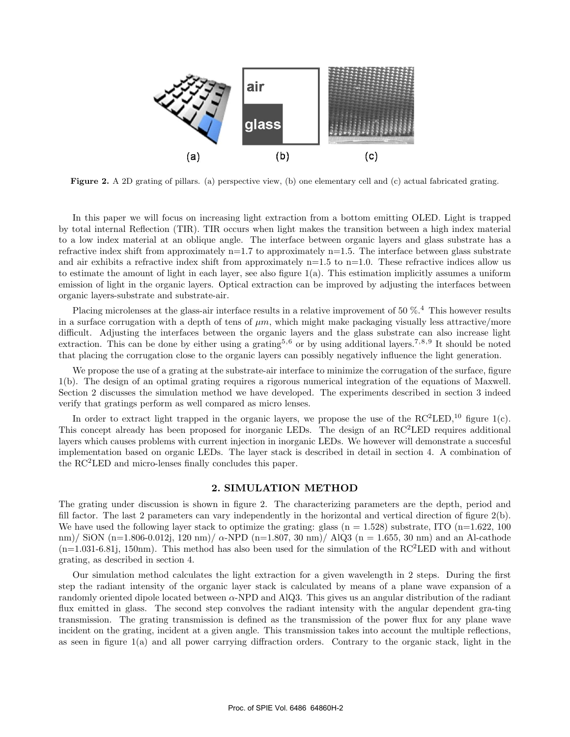Figure 2. A 2D grating of pillars. (a) perspective view, (b) one elementary cell and (c) actual fabricated grating.

In this paper we will focus on increasing light extraction from a bottom emitting OLED. Light is trapped by total internal Reflection (TIR). TIR occurs when light makes the transition between a high index material to a low index material at an oblique angle. The interface between organic layers and glass substrate has a refractive index shift from approximately n=1.7 to approximately n=1.5. The interface between glass substrate and air exhibits a refractive index shift from approximately n=1.5 to n=1.0. These refractive indices allow us to estimate the amount of light in each layer, see also figure 1(a). This estimation implicitly assumes a uniform emission of light in the organic layers. Optical extraction can be improved by adjusting the interfaces between organic layers-substrate and substrate-air.

Placing microlenses at the glass-air interface results in a relative improvement of 50 %.[4] This however results in a surface corrugation with a depth of tens of $\mu m$, which might make packaging visually less attractive/more difficult. Adjusting the interfaces between the organic layers and the glass substrate can also increase light extraction. This can be done by either using a grating[5,6] or by using additional layers.[7,8,9] It should be noted that placing the corrugation close to the organic layers can possibly negatively influence the light generation.

We propose the use of a grating at the substrate-air interface to minimize the corrugation of the surface, figure 1(b). The design of an optimal grating requires a rigorous numerical integration of the equations of Maxwell. Section 2 discusses the simulation method we have developed. The experiments described in section 3 indeed verify that gratings perform as well compared as micro lenses.

In order to extract light trapped in the organic layers, we propose the use of the RC$^2$LED,[10] figure 1(c). This concept already has been proposed for inorganic LEDs. The design of an RC$^2$LED requires additional layers which causes problems with current injection in inorganic LEDs. We however will demonstrate a succesful implementation based on organic LEDs. The layer stack is described in detail in section 4. A combination of the RC$^2$LED and micro-lenses finally concludes this paper.

## 2. SIMULATION METHOD

The grating under discussion is shown in figure 2. The characterizing parameters are the depth, period and fill factor. The last 2 parameters can vary independently in the horizontal and vertical direction of figure 2(b). We have used the following layer stack to optimize the grating: glass (n = 1.528) substrate, ITO (n=1.622, 100 nm)/ SiON (n=1.806-0.012j, 120 nm)/ $\alpha$-NPD (n=1.807, 30 nm)/ AlQ3 (n = 1.655, 30 nm) and an Al-cathode (n=1.031-6.81j, 150nm). This method has also been used for the simulation of the RC$^2$LED with and without grating, as described in section 4.

Our simulation method calculates the light extraction for a given wavelength in 2 steps. During the first step the radiant intensity of the organic layer stack is calculated by means of a plane wave expansion of a randomly oriented dipole located between $\alpha$-NPD and AlQ3. This gives us an angular distribution of the radiant flux emitted in glass. The second step convolves the radiant intensity with the angular dependent gra-ting transmission. The grating transmission is defined as the transmission of the power flux for any plane wave incident on the grating, incident at a given angle. This transmission takes into account the multiple reflections, as seen in figure 1(a) and all power carrying diffraction orders. Contrary to the organic stack, light in the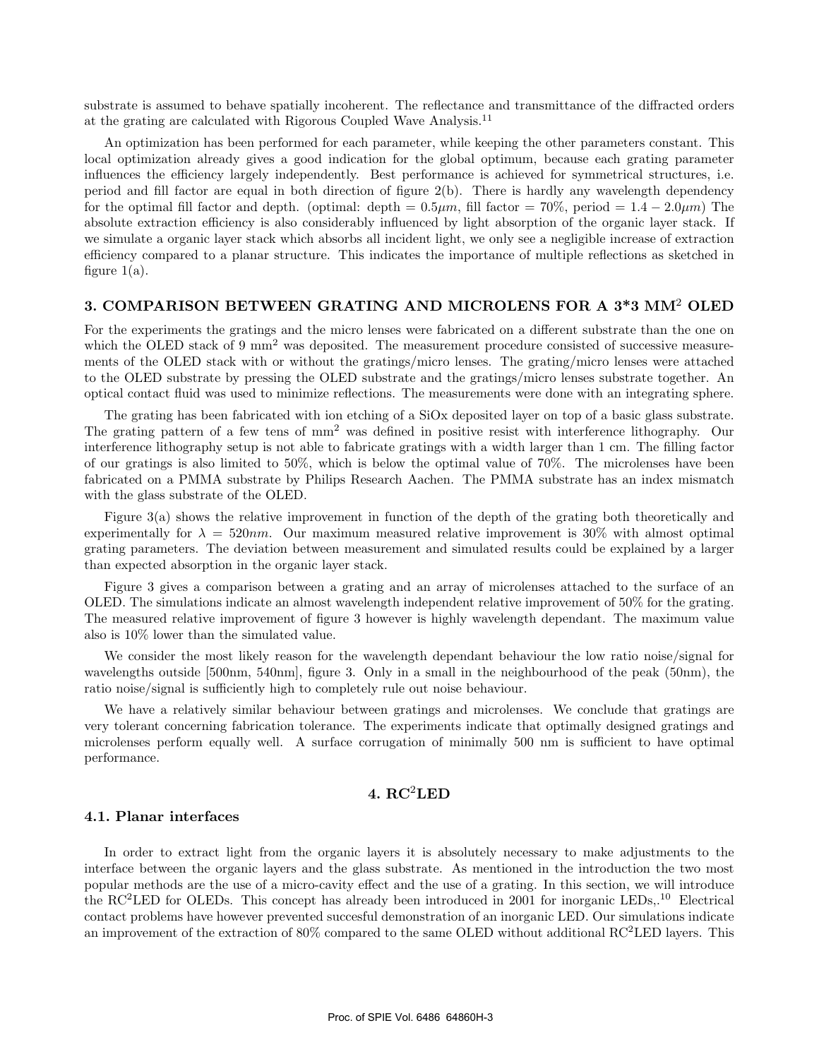substrate is assumed to behave spatially incoherent. The reflectance and transmittance of the diffracted orders at the grating are calculated with Rigorous Coupled Wave Analysis.[11]

An optimization has been performed for each parameter, while keeping the other parameters constant. This local optimization already gives a good indication for the global optimum, because each grating parameter influences the efficiency largely independently. Best performance is achieved for symmetrical structures, i.e. period and fill factor are equal in both direction of figure 2(b). There is hardly any wavelength dependency for the optimal fill factor and depth. (optimal: depth = $0.5\mu m$, fill factor = 70%, period = $1.4 - 2.0\mu m$) The absolute extraction efficiency is also considerably influenced by light absorption of the organic layer stack. If we simulate a organic layer stack which absorbs all incident light, we only see a negligible increase of extraction efficiency compared to a planar structure. This indicates the importance of multiple reflections as sketched in figure 1(a).

## 3. COMPARISON BETWEEN GRATING AND MICROLENS FOR A 3*3 MM$^2$ OLED

For the experiments the gratings and the micro lenses were fabricated on a different substrate than the one on which the OLED stack of 9 mm$^2$ was deposited. The measurement procedure consisted of successive measurements of the OLED stack with or without the gratings/micro lenses. The grating/micro lenses were attached to the OLED substrate by pressing the OLED substrate and the gratings/micro lenses substrate together. An optical contact fluid was used to minimize reflections. The measurements were done with an integrating sphere.

The grating has been fabricated with ion etching of a SiOx deposited layer on top of a basic glass substrate. The grating pattern of a few tens of mm$^2$ was defined in positive resist with interference lithography. Our interference lithography setup is not able to fabricate gratings with a width larger than 1 cm. The filling factor of our gratings is also limited to 50%, which is below the optimal value of 70%. The microlenses have been fabricated on a PMMA substrate by Philips Research Aachen. The PMMA substrate has an index mismatch with the glass substrate of the OLED.

Figure 3(a) shows the relative improvement in function of the depth of the grating both theoretically and experimentally for $\lambda = 520nm$. Our maximum measured relative improvement is 30% with almost optimal grating parameters. The deviation between measurement and simulated results could be explained by a larger than expected absorption in the organic layer stack.

Figure 3 gives a comparison between a grating and an array of microlenses attached to the surface of an OLED. The simulations indicate an almost wavelength independent relative improvement of 50% for the grating. The measured relative improvement of figure 3 however is highly wavelength dependant. The maximum value also is 10% lower than the simulated value.

We consider the most likely reason for the wavelength dependant behaviour the low ratio noise/signal for wavelengths outside [500nm, 540nm], figure 3. Only in a small in the neighbourhood of the peak (50nm), the ratio noise/signal is sufficiently high to completely rule out noise behaviour.

We have a relatively similar behaviour between gratings and microlenses. We conclude that gratings are very tolerant concerning fabrication tolerance. The experiments indicate that optimally designed gratings and microlenses perform equally well. A surface corrugation of minimally 500 nm is sufficient to have optimal performance.

## 4. RC$^2$LED

### 4.1. Planar interfaces

In order to extract light from the organic layers it is absolutely necessary to make adjustments to the interface between the organic layers and the glass substrate. As mentioned in the introduction the two most popular methods are the use of a micro-cavity effect and the use of a grating. In this section, we will introduce the RC$^2$LED for OLEDs. This concept has already been introduced in 2001 for inorganic LEDs,.[10] Electrical contact problems have however prevented succesful demonstration of an inorganic LED. Our simulations indicate an improvement of the extraction of 80% compared to the same OLED without additional RC$^2$LED layers. This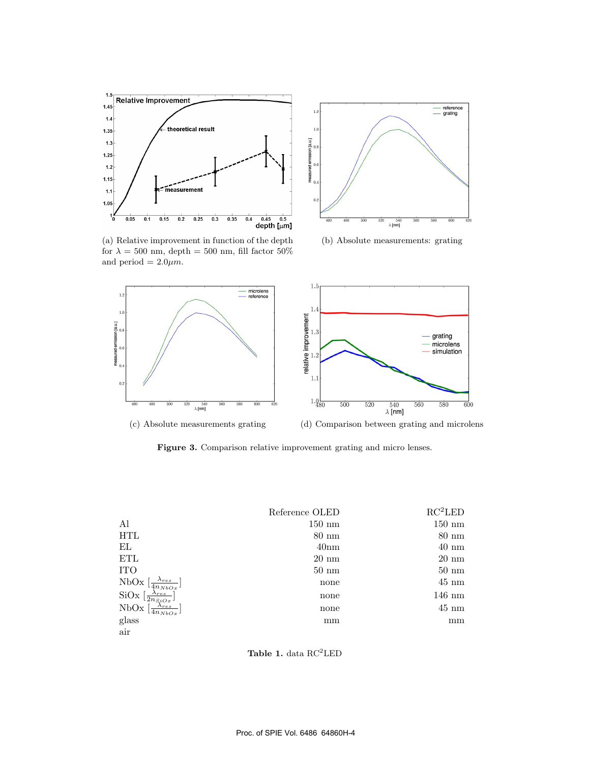(a) Relative improvement in function of the depth for $\lambda$ = 500 nm, depth = 500 nm, fill factor 50% and period = 2.0$\mu m$.

(b) Absolute measurements: grating

(c) Absolute measurements grating

(d) Comparison between grating and microlens

**Figure 3.** Comparison relative improvement grating and micro lenses.

| | Reference OLED | RC$^2$LED |
|---|---|---|
| Al | 150 nm | 150 nm |
| HTL | 80 nm | 80 nm |
| EL | 40nm | 40 nm |
| ETL | 20 nm | 20 nm |
| ITO | 50 nm | 50 nm |
| NbOx $[\frac{\lambda_{res}}{4n_{NbOx}}]$ | none | 45 nm |
| SiOx $[\frac{\lambda_{res}}{2n_{SiOx}}]$ | none | 146 nm |
| NbOx $[\frac{\lambda_{res}}{4n_{NbOx}}]$ | none | 45 nm |
| glass | mm | mm |
| air | | |

**Table 1.** data RC$^2$LED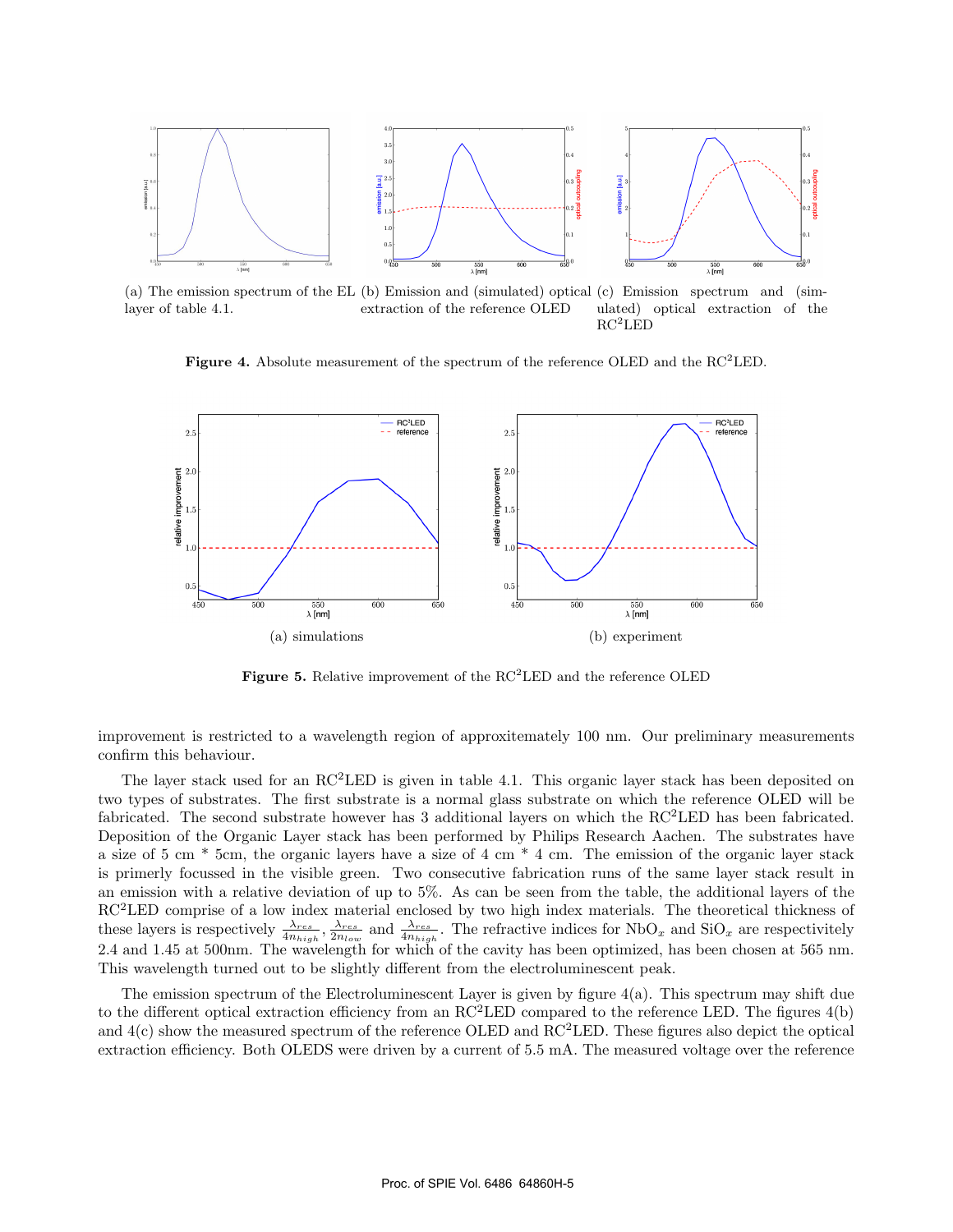(a) The emission spectrum of the EL layer of table 4.1.

(b) Emission and (simulated) optical extraction of the reference OLED

(c) Emission spectrum and (simulated) optical extraction of the RC$^2$LED

**Figure 4.** Absolute measurement of the spectrum of the reference OLED and the RC$^2$LED.

(a) simulations

(b) experiment

**Figure 5.** Relative improvement of the RC$^2$LED and the reference OLED

improvement is restricted to a wavelength region of approximetately 100 nm. Our preliminary measurements confirm this behaviour.

The layer stack used for an RC$^2$LED is given in table 4.1. This organic layer stack has been deposited on two types of substrates. The first substrate is a normal glass substrate on which the reference OLED will be fabricated. The second substrate however has 3 additional layers on which the RC$^2$LED has been fabricated. Deposition of the Organic Layer stack has been performed by Philips Research Aachen. The substrates have a size of 5 cm * 5cm, the organic layers have a size of 4 cm * 4 cm. The emission of the organic layer stack is primerly focussed in the visible green. Two consecutive fabrication runs of the same layer stack result in an emission with a relative deviation of up to 5%. As can be seen from the table, the additional layers of the RC$^2$LED comprise of a low index material enclosed by two high index materials. The theoretical thickness of these layers is respectively $\frac{\lambda_{res}}{4n_{high}}$, $\frac{\lambda_{res}}{2n_{low}}$ and $\frac{\lambda_{res}}{4n_{high}}$. The refractive indices for $NbO_x$ and $SiO_x$ are respectivelty 2.4 and 1.45 at 500nm. The wavelength for which of the cavity has been optimized, has been chosen at 565 nm. This wavelength turned out to be slightly different from the electroluminescent peak.

The emission spectrum of the Electroluminescent Layer is given by figure 4(a). This spectrum may shift due to the different optical extraction efficiency from an RC$^2$LED compared to the reference LED. The figures 4(b) and 4(c) show the measured spectrum of the reference OLED and RC$^2$LED. These figures also depict the optical extraction efficiency. Both OLEDS were driven by a current of 5.5 mA. The measured voltage over the reference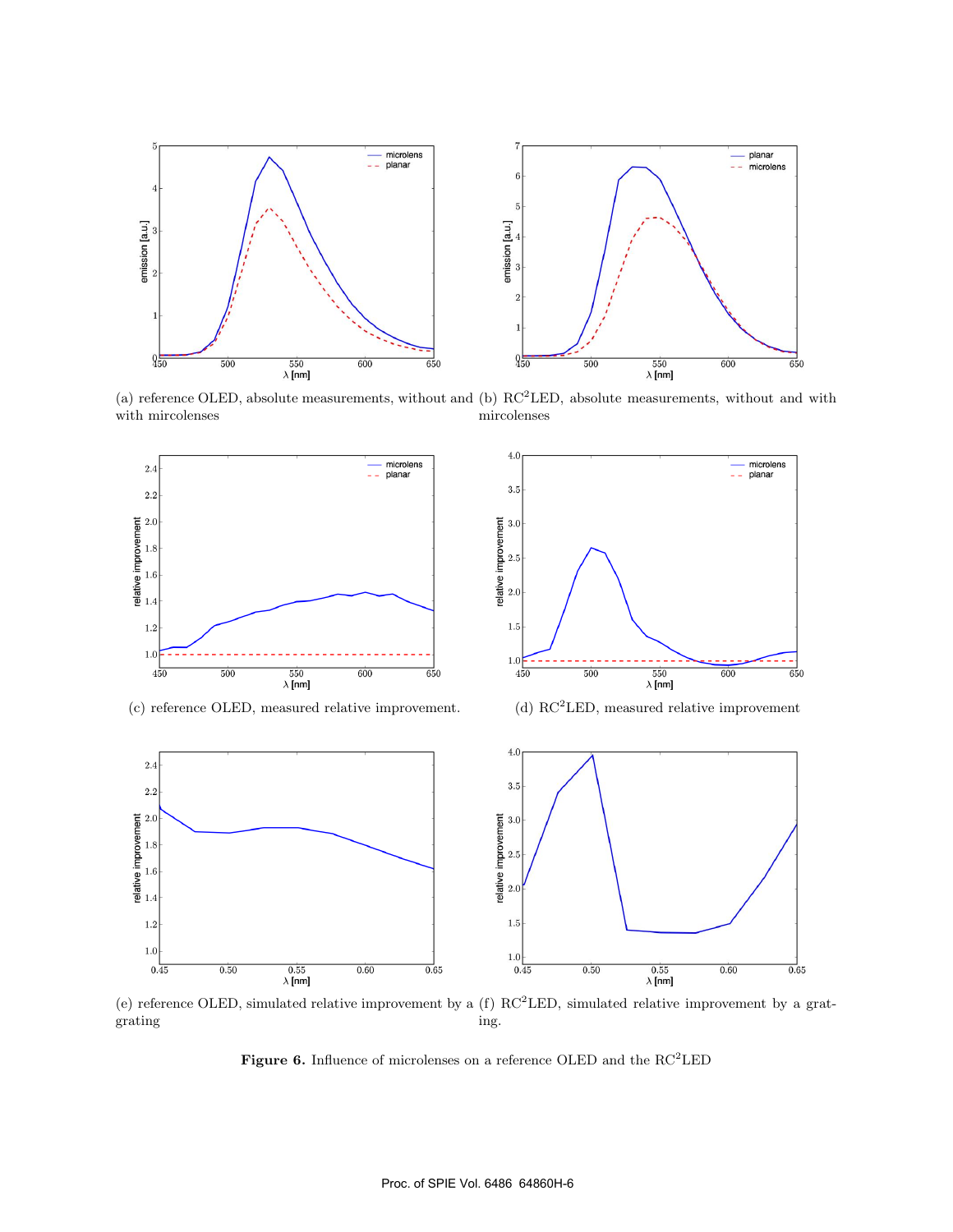(a) reference OLED, absolute measurements, without and with mircolenses

(b) $RC^2LED$, absolute measurements, without and with mircolenses

(c) reference OLED, measured relative improvement.

(d) $RC^2LED$, measured relative improvement

(e) reference OLED, simulated relative improvement by a grating

(f) $RC^2LED$, simulated relative improvement by a grating.

**Figure 6.** Influence of microlenses on a reference OLED and the $RC^2LED$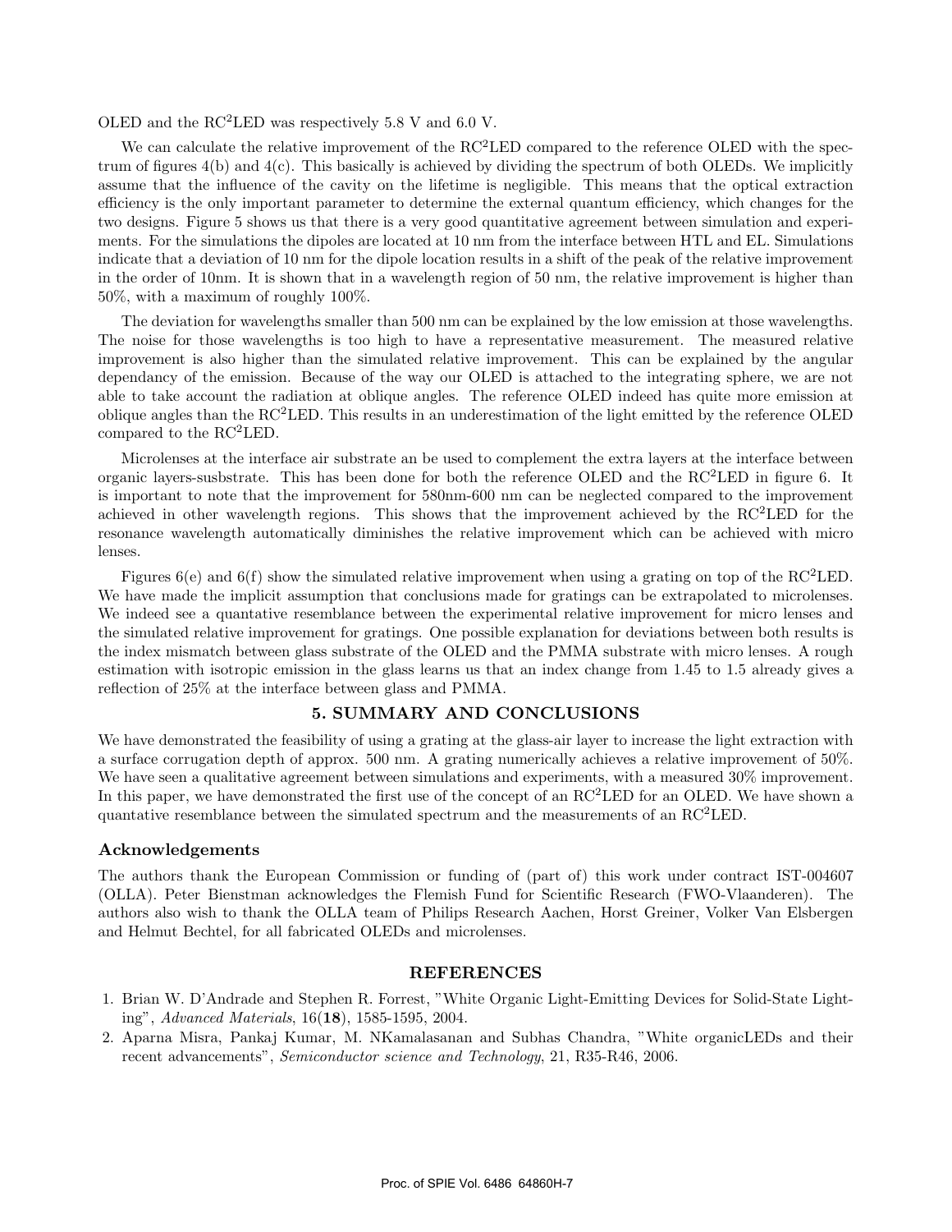OLED and the RC$^2$LED was respectively 5.8 V and 6.0 V.

We can calculate the relative improvement of the RC$^2$LED compared to the reference OLED with the spectrum of figures 4(b) and 4(c). This basically is achieved by dividing the spectrum of both OLEDs. We implicitly assume that the influence of the cavity on the lifetime is negligible. This means that the optical extraction efficiency is the only important parameter to determine the external quantum efficiency, which changes for the two designs. Figure 5 shows us that there is a very good quantitative agreement between simulation and experiments. For the simulations the dipoles are located at 10 nm from the interface between HTL and EL. Simulations indicate that a deviation of 10 nm for the dipole location results in a shift of the peak of the relative improvement in the order of 10nm. It is shown that in a wavelength region of 50 nm, the relative improvement is higher than 50%, with a maximum of roughly 100%.

The deviation for wavelengths smaller than 500 nm can be explained by the low emission at those wavelengths. The noise for those wavelengths is too high to have a representative measurement. The measured relative improvement is also higher than the simulated relative improvement. This can be explained by the angular dependancy of the emission. Because of the way our OLED is attached to the integrating sphere, we are not able to take account the radiation at oblique angles. The reference OLED indeed has quite more emission at oblique angles than the RC$^2$LED. This results in an underestimation of the light emitted by the reference OLED compared to the RC$^2$LED.

Microlenses at the interface air substrate an be used to complement the extra layers at the interface between organic layers-susbstrate. This has been done for both the reference OLED and the RC$^2$LED in figure 6. It is important to note that the improvement for 580nm-600 nm can be neglected compared to the improvement achieved in other wavelength regions. This shows that the improvement achieved by the RC$^2$LED for the resonance wavelength automatically diminishes the relative improvement which can be achieved with micro lenses.

Figures 6(e) and 6(f) show the simulated relative improvement when using a grating on top of the RC$^2$LED. We have made the implicit assumption that conclusions made for gratings can be extrapolated to microlenses. We indeed see a quantative resemblance between the experimental relative improvement for micro lenses and the simulated relative improvement for gratings. One possible explanation for deviations between both results is the index mismatch between glass substrate of the OLED and the PMMA substrate with micro lenses. A rough estimation with isotropic emission in the glass learns us that an index change from 1.45 to 1.5 already gives a reflection of 25% at the interface between glass and PMMA.

## 5. SUMMARY AND CONCLUSIONS

We have demonstrated the feasibility of using a grating at the glass-air layer to increase the light extraction with a surface corrugation depth of approx. 500 nm. A grating numerically achieves a relative improvement of 50%. We have seen a qualitative agreement between simulations and experiments, with a measured 30% improvement. In this paper, we have demonstrated the first use of the concept of an RC$^2$LED for an OLED. We have shown a quantative resemblance between the simulated spectrum and the measurements of an RC$^2$LED.

### Acknowledgements

The authors thank the European Commission or funding of (part of) this work under contract IST-004607 (OLLA). Peter Bienstman acknowledges the Flemish Fund for Scientific Research (FWO-Vlaanderen). The authors also wish to thank the OLLA team of Philips Research Aachen, Horst Greiner, Volker Van Elsbergen and Helmut Bechtel, for all fabricated OLEDs and microlenses.

## REFERENCES

1. Brian W. D'Andrade and Stephen R. Forrest, "White Organic Light-Emitting Devices for Solid-State Lighting", *Advanced Materials*, 16(**18**), 1585-1595, 2004.
2. Aparna Misra, Pankaj Kumar, M. NKamalasanan and Subhas Chandra, "White organicLEDs and their recent advancements", *Semiconductor science and Technology*, 21, R35-R46, 2006.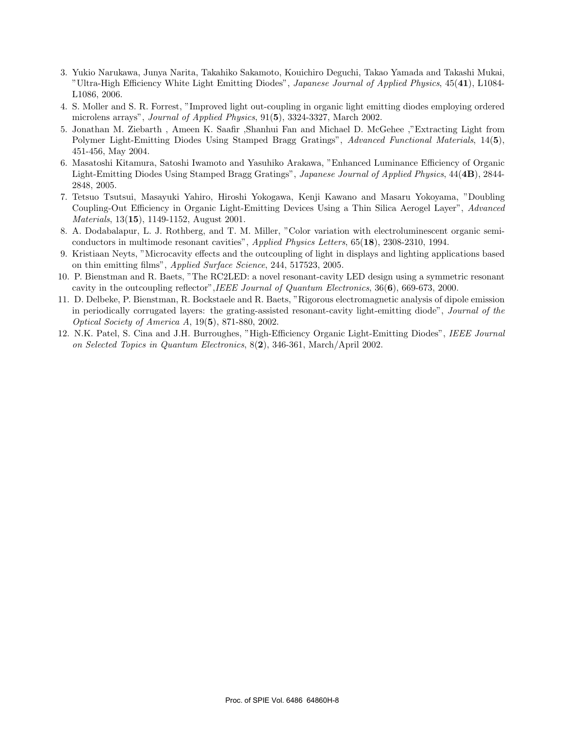3. Yukio Narukawa, Junya Narita, Takahiko Sakamoto, Kouichiro Deguchi, Takao Yamada and Takashi Mukai, "Ultra-High Efficiency White Light Emitting Diodes", *Japanese Journal of Applied Physics*, 45(**41**), L1084-L1086, 2006.
4. S. Moller and S. R. Forrest, "Improved light out-coupling in organic light emitting diodes employing ordered microlens arrays", *Journal of Applied Physics*, 91(**5**), 3324-3327, March 2002.
5. Jonathan M. Ziebarth , Ameen K. Saafir ,Shanhui Fan and Michael D. McGehee ,"Extracting Light from Polymer Light-Emitting Diodes Using Stamped Bragg Gratings", *Advanced Functional Materials*, 14(**5**), 451-456, May 2004.
6. Masatoshi Kitamura, Satoshi Iwamoto and Yasuhiko Arakawa, "Enhanced Luminance Efficiency of Organic Light-Emitting Diodes Using Stamped Bragg Gratings", *Japanese Journal of Applied Physics*, 44(**4B**), 2844-2848, 2005.
7. Tetsuo Tsutsui, Masayuki Yahiro, Hiroshi Yokogawa, Kenji Kawano and Masaru Yokoyama, "Doubling Coupling-Out Efficiency in Organic Light-Emitting Devices Using a Thin Silica Aerogel Layer", *Advanced Materials*, 13(**15**), 1149-1152, August 2001.
8. A. Dodabalapur, L. J. Rothberg, and T. M. Miller, "Color variation with electroluminescent organic semiconductors in multimode resonant cavities", *Applied Physics Letters*, 65(**18**), 2308-2310, 1994.
9. Kristiaan Neyts, "Microcavity effects and the outcoupling of light in displays and lighting applications based on thin emitting films", *Applied Surface Science*, 244, 517523, 2005.
10. P. Bienstman and R. Baets, "The RC2LED: a novel resonant-cavity LED design using a symmetric resonant cavity in the outcoupling reflector",*IEEE Journal of Quantum Electronics*, 36(**6**), 669-673, 2000.
11. D. Delbeke, P. Bienstman, R. Bockstaele and R. Baets, "Rigorous electromagnetic analysis of dipole emission in periodically corrugated layers: the grating-assisted resonant-cavity light-emitting diode", *Journal of the Optical Society of America A*, 19(**5**), 871-880, 2002.
12. N.K. Patel, S. Cina and J.H. Burroughes, "High-Efficiency Organic Light-Emitting Diodes", *IEEE Journal on Selected Topics in Quantum Electronics*, 8(**2**), 346-361, March/April 2002.